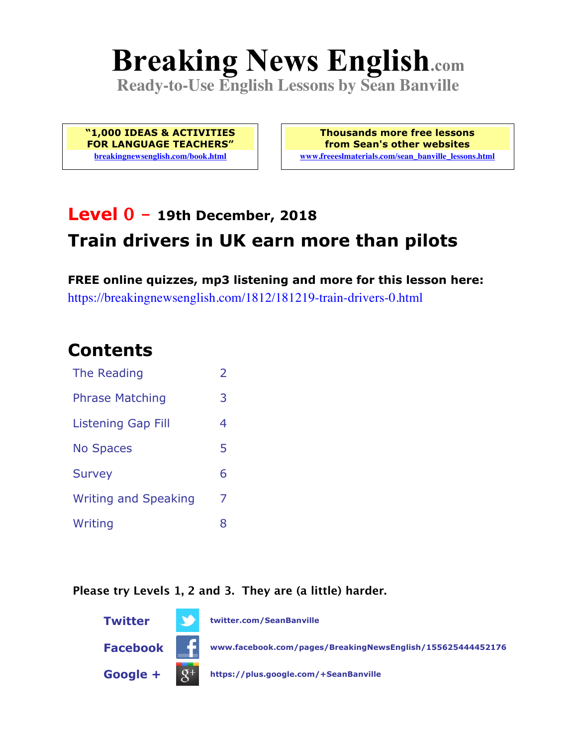# Breaking News English.com

**Ready-to-Use English Lessons by Sean Banville**

**"1,000 IDEAS & ACTIVITIES FOR LANGUAGE TEACHERS"**
breakingnewsenglish.com/book.html

**Thousands more free lessons from Sean's other websites**
www.freeeslmaterials.com/sean_banville_lessons.html

## Level 0 – 19th December, 2018

## Train drivers in UK earn more than pilots

**FREE online quizzes, mp3 listening and more for this lesson here:**
https://breakingnewsenglish.com/1812/181219-train-drivers-0.html

## Contents

| | |
|---|---|
| The Reading | 2 |
| Phrase Matching | 3 |
| Listening Gap Fill | 4 |
| No Spaces | 5 |
| Survey | 6 |
| Writing and Speaking | 7 |
| Writing | 8 |

**Please try Levels 1, 2 and 3. They are (a little) harder.**

**Twitter** twitter.com/SeanBanville

**Facebook** www.facebook.com/pages/BreakingNewsEnglish/155625444452176

**Google +** https://plus.google.com/+SeanBanville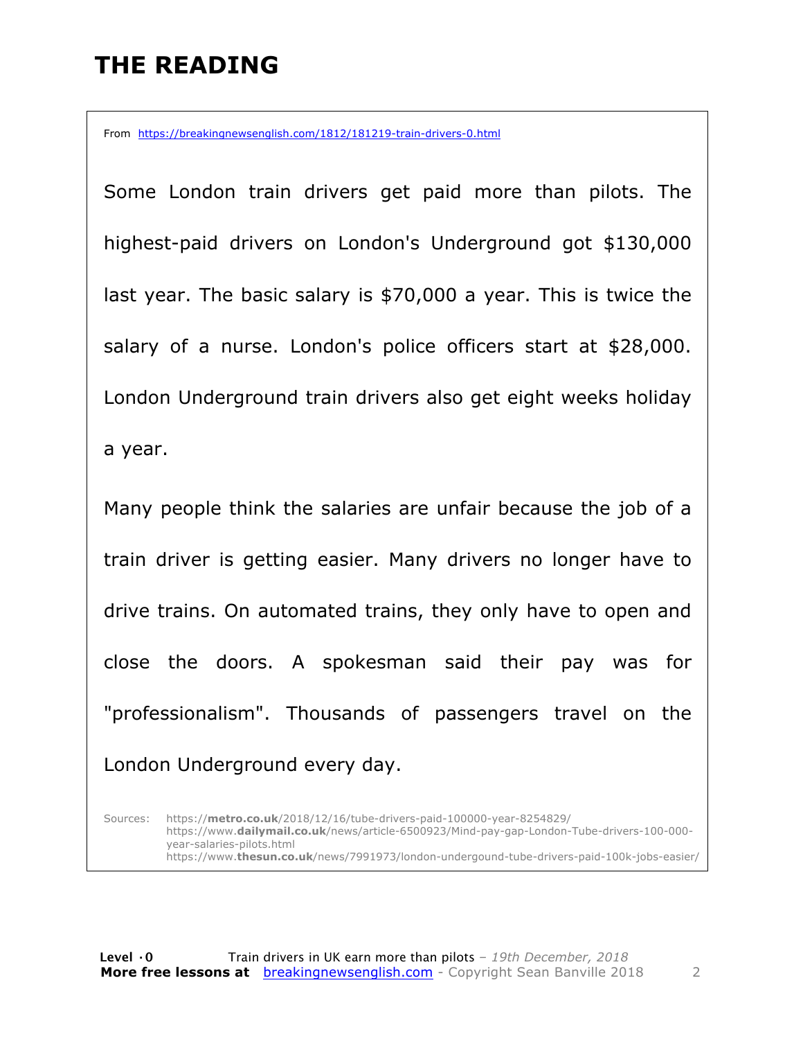# THE READING

From https://breakingnewsenglish.com/1812/181219-train-drivers-0.html

Some London train drivers get paid more than pilots. The highest-paid drivers on London's Underground got $130,000 last year. The basic salary is $70,000 a year. This is twice the salary of a nurse. London's police officers start at $28,000. London Underground train drivers also get eight weeks holiday a year.

Many people think the salaries are unfair because the job of a train driver is getting easier. Many drivers no longer have to drive trains. On automated trains, they only have to open and close the doors. A spokesman said their pay was for "professionalism". Thousands of passengers travel on the London Underground every day.

Sources: https://**metro.co.uk**/2018/12/16/tube-drivers-paid-100000-year-8254829/
https://www.**dailymail.co.uk**/news/article-6500923/Mind-pay-gap-London-Tube-drivers-100-000-year-salaries-pilots.html
https://www.**thesun.co.uk**/news/7991973/london-undergound-tube-drivers-paid-100k-jobs-easier/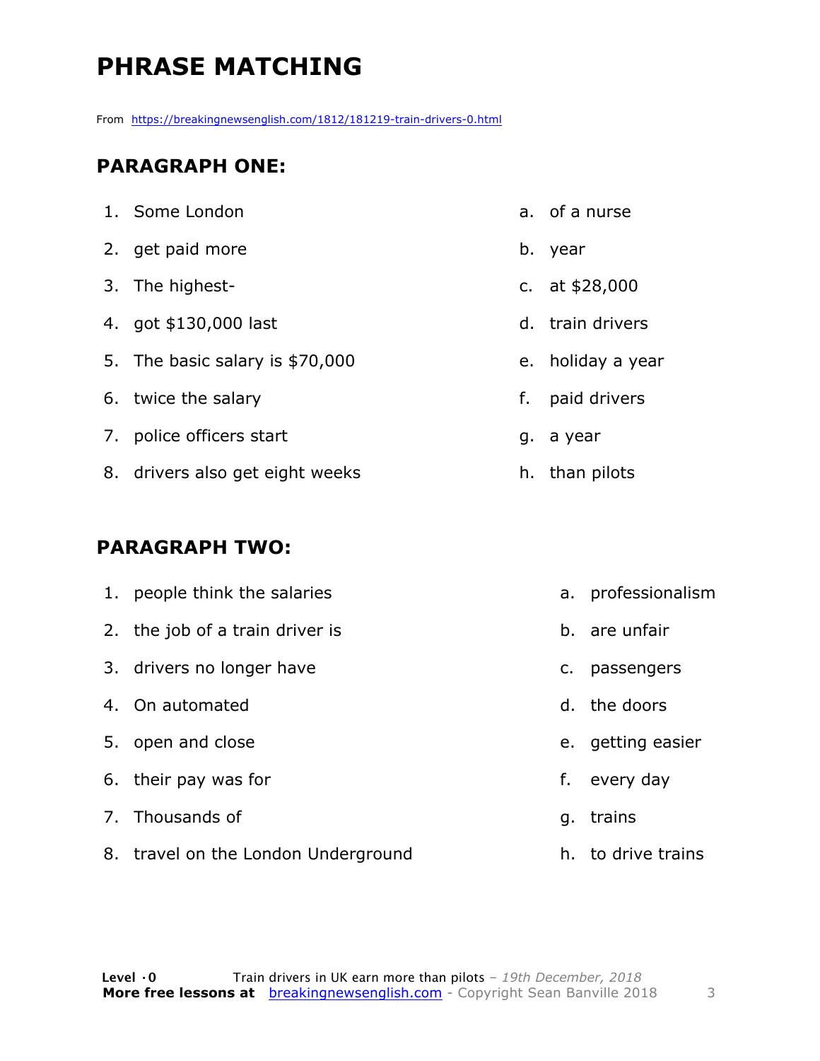# PHRASE MATCHING

From https://breakingnewsenglish.com/1812/181219-train-drivers-0.html

## PARAGRAPH ONE:

| | |
|---|---|
| 1. Some London | a. of a nurse |
| 2. get paid more | b. year |
| 3. The highest- | c. at $28,000 |
| 4. got $130,000 last | d. train drivers |
| 5. The basic salary is $70,000 | e. holiday a year |
| 6. twice the salary | f. paid drivers |
| 7. police officers start | g. a year |
| 8. drivers also get eight weeks | h. than pilots |

## PARAGRAPH TWO:

| | |
|---|---|
| 1. people think the salaries | a. professionalism |
| 2. the job of a train driver is | b. are unfair |
| 3. drivers no longer have | c. passengers |
| 4. On automated | d. the doors |
| 5. open and close | e. getting easier |
| 6. their pay was for | f. every day |
| 7. Thousands of | g. trains |
| 8. travel on the London Underground | h. to drive trains |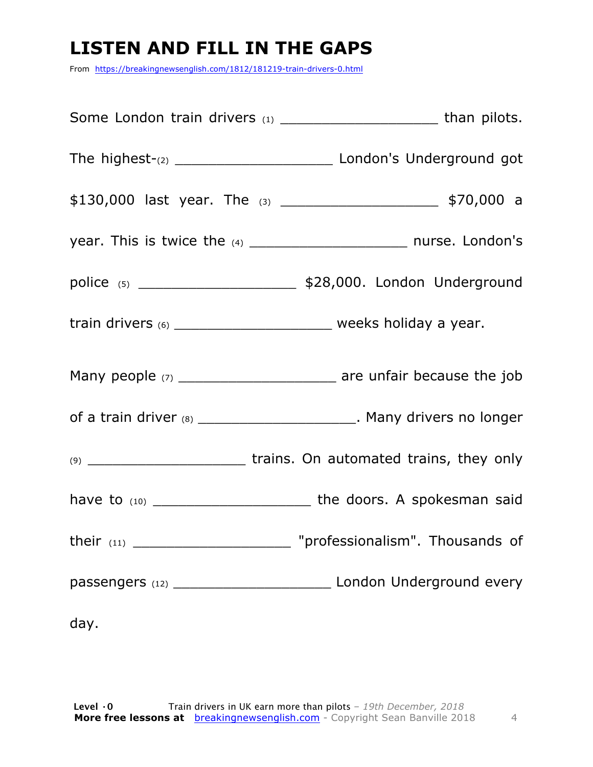# LISTEN AND FILL IN THE GAPS

From https://breakingnewsenglish.com/1812/181219-train-drivers-0.html

Some London train drivers (1) ___________________ than pilots. The highest-(2) ___________________ London's Underground got $130,000 last year. The (3) ___________________ $70,000 a year. This is twice the (4) ___________________ nurse. London's police (5) ___________________ $28,000. London Underground train drivers (6) ___________________ weeks holiday a year.

Many people (7) ___________________ are unfair because the job of a train driver (8) ___________________. Many drivers no longer (9) ___________________ trains. On automated trains, they only have to (10) ___________________ the doors. A spokesman said their (11) ___________________ "professionalism". Thousands of passengers (12) ___________________ London Underground every day.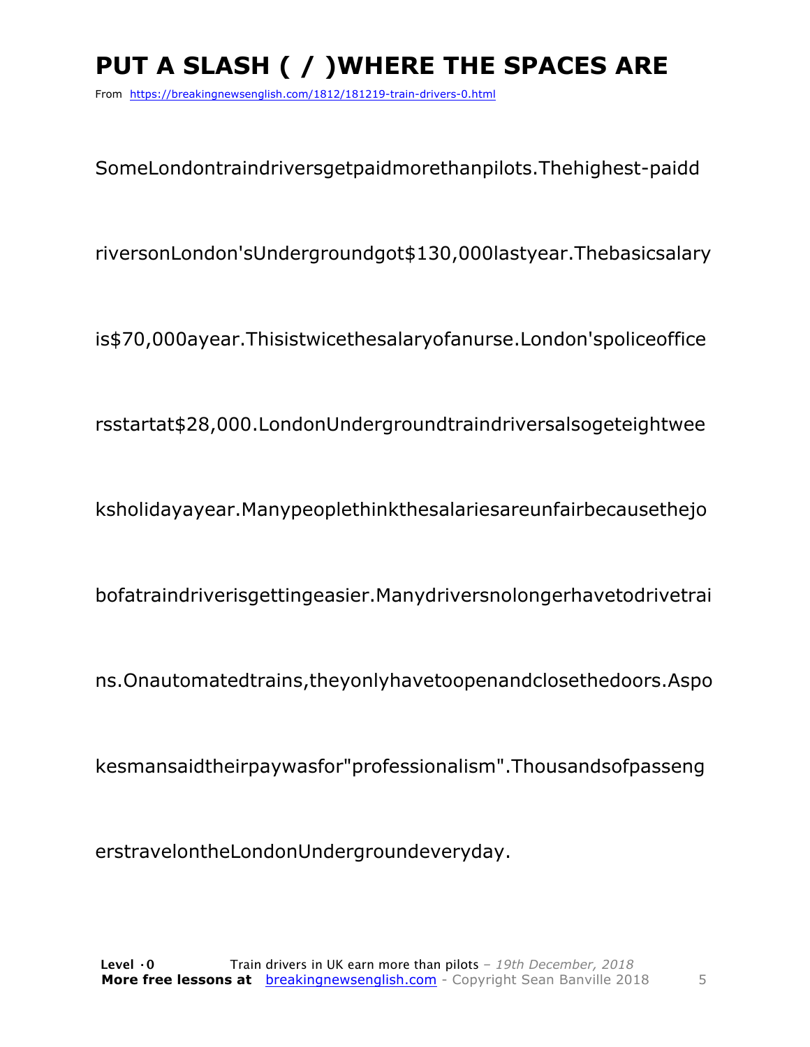# PUT A SLASH ( / )WHERE THE SPACES ARE

From https://breakingnewsenglish.com/1812/181219-train-drivers-0.html

SomeLondontraindriversgetpaidmorethanpilots.Thehighest-paidd

riversonLondon'sUndergroundgot$130,000lastyear.Thebasicsalary

is$70,000ayear.Thisistwicethesalaryofanurse.London'spoliceoffice

rsstartat$28,000.LondonUndergroundtraindriversalsogeteightwee

ksholidayayear.Manypeoplethinkthesalariesareunfairbecausethejo

bofatraindriverisgettingeasier.Manydriversnolongerhavetodrivetrai

ns.Onautomatedtrains,theyonlyhavetoopenandclosethedoors.Aspo

kesmansaidtheirpaywasfor"professionalism".Thousandsofpasseng

erstravelontheLondonUndergroundeveryday.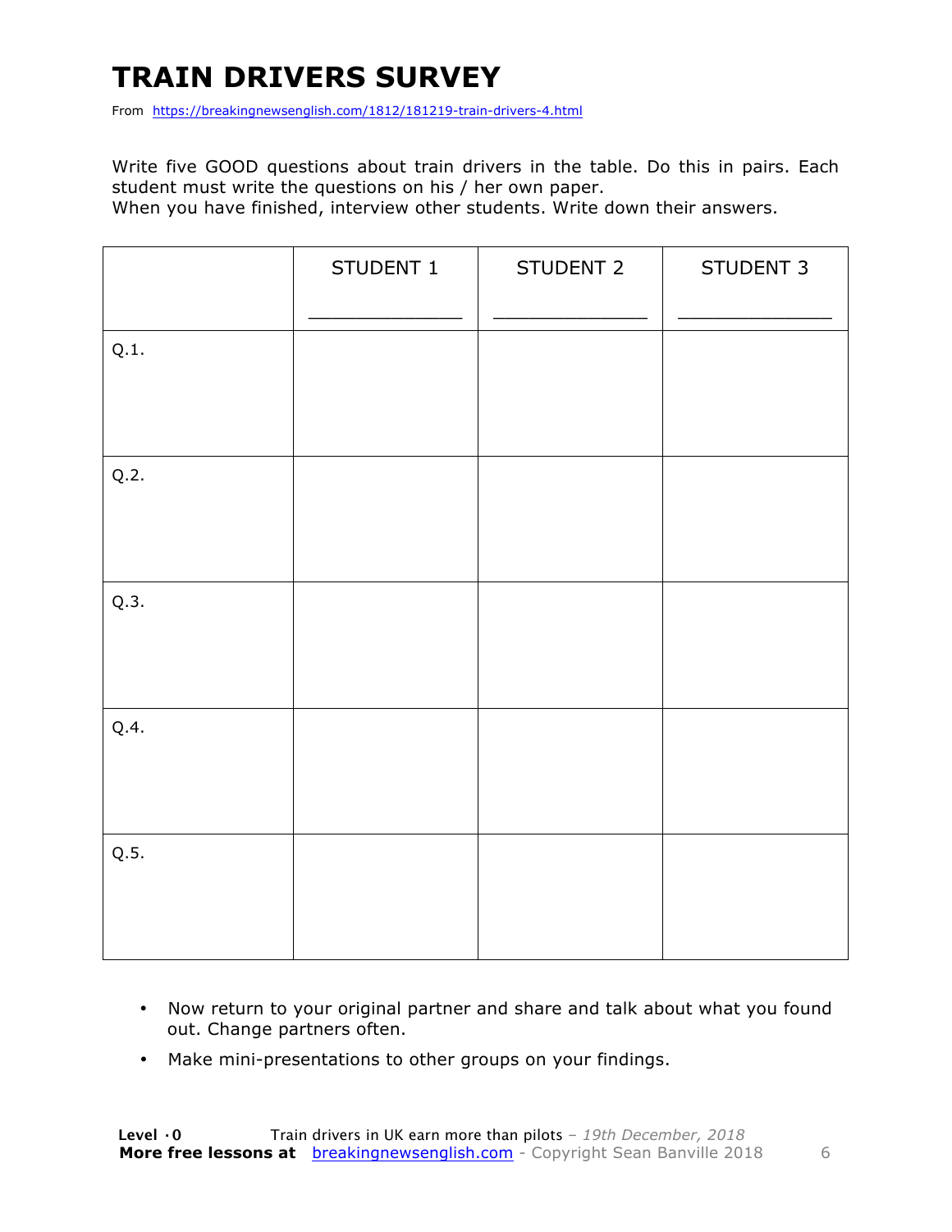# TRAIN DRIVERS SURVEY

From https://breakingnewsenglish.com/1812/181219-train-drivers-4.html

Write five GOOD questions about train drivers in the table. Do this in pairs. Each student must write the questions on his / her own paper.
When you have finished, interview other students. Write down their answers.

| | STUDENT 1<br>_____________ | STUDENT 2<br>_____________ | STUDENT 3<br>_____________ |
|---|---|---|---|
| Q.1. | | | |
| Q.2. | | | |
| Q.3. | | | |
| Q.4. | | | |
| Q.5. | | | |

- Now return to your original partner and share and talk about what you found out. Change partners often.
- Make mini-presentations to other groups on your findings.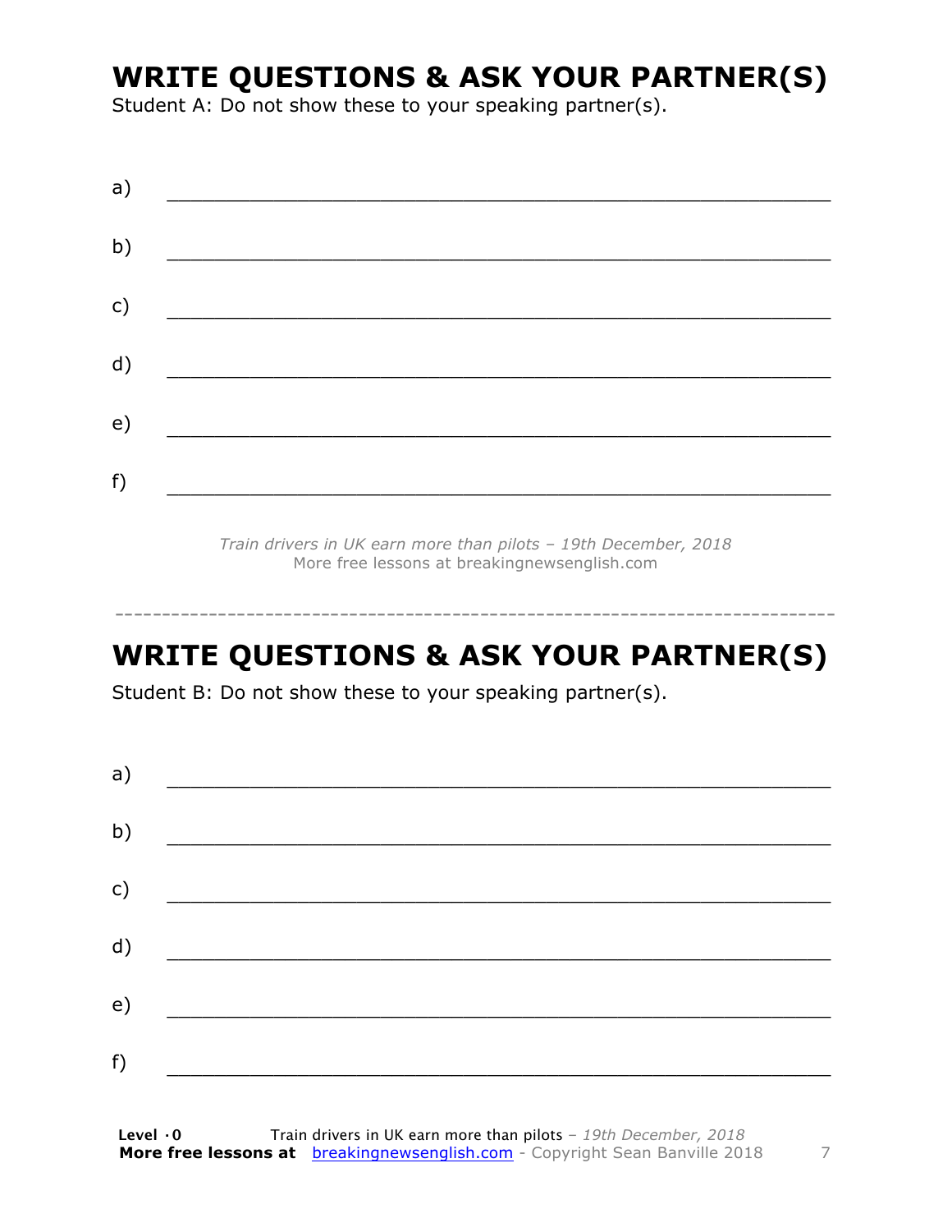# WRITE QUESTIONS & ASK YOUR PARTNER(S)

Student A: Do not show these to your speaking partner(s).

a) ___________________________________________________________

b) ___________________________________________________________

c) ___________________________________________________________

d) ___________________________________________________________

e) ___________________________________________________________

f) ___________________________________________________________

*Train drivers in UK earn more than pilots – 19th December, 2018*
More free lessons at breakingnewsenglish.com

---

# WRITE QUESTIONS & ASK YOUR PARTNER(S)

Student B: Do not show these to your speaking partner(s).

a) ___________________________________________________________

b) ___________________________________________________________

c) ___________________________________________________________

d) ___________________________________________________________

e) ___________________________________________________________

f) ___________________________________________________________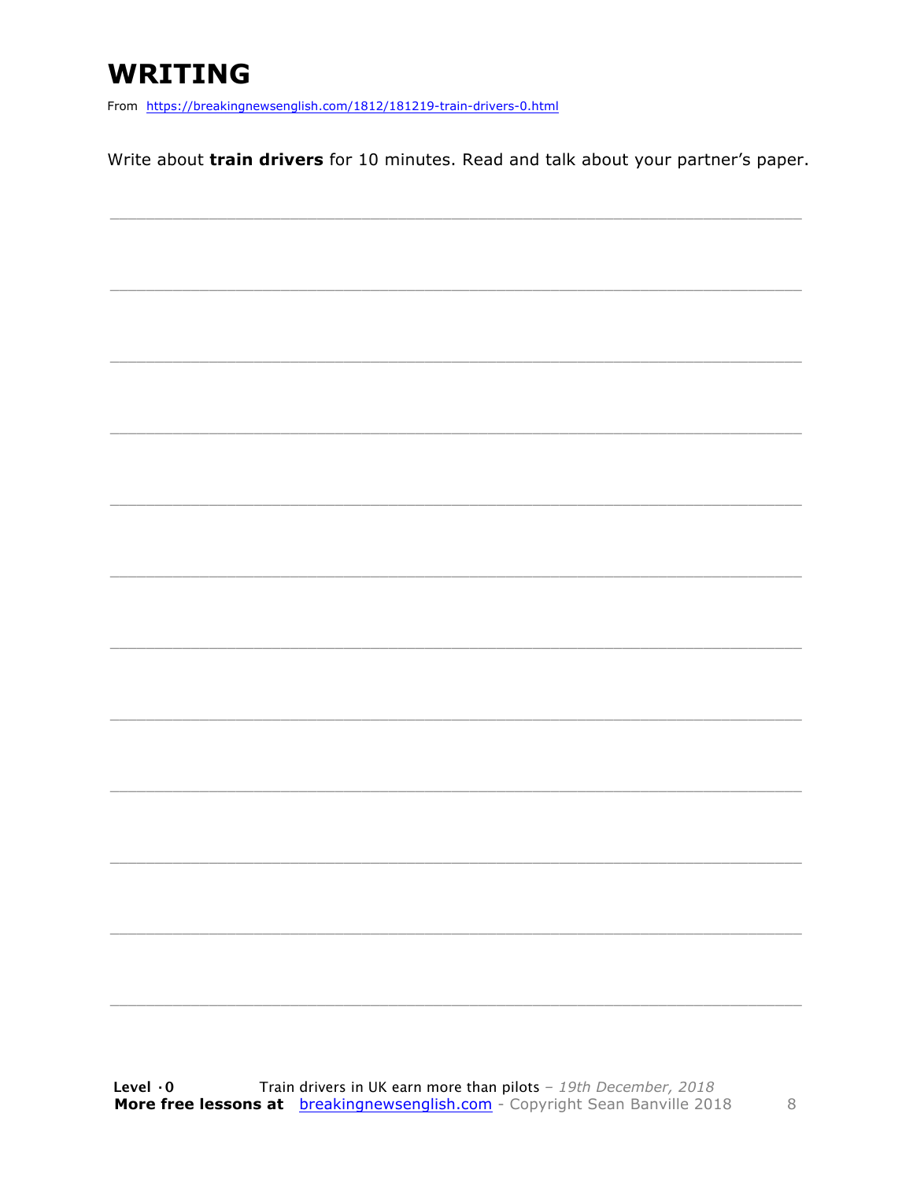# WRITING

From https://breakingnewsenglish.com/1812/181219-train-drivers-0.html

Write about **train drivers** for 10 minutes. Read and talk about your partner's paper.